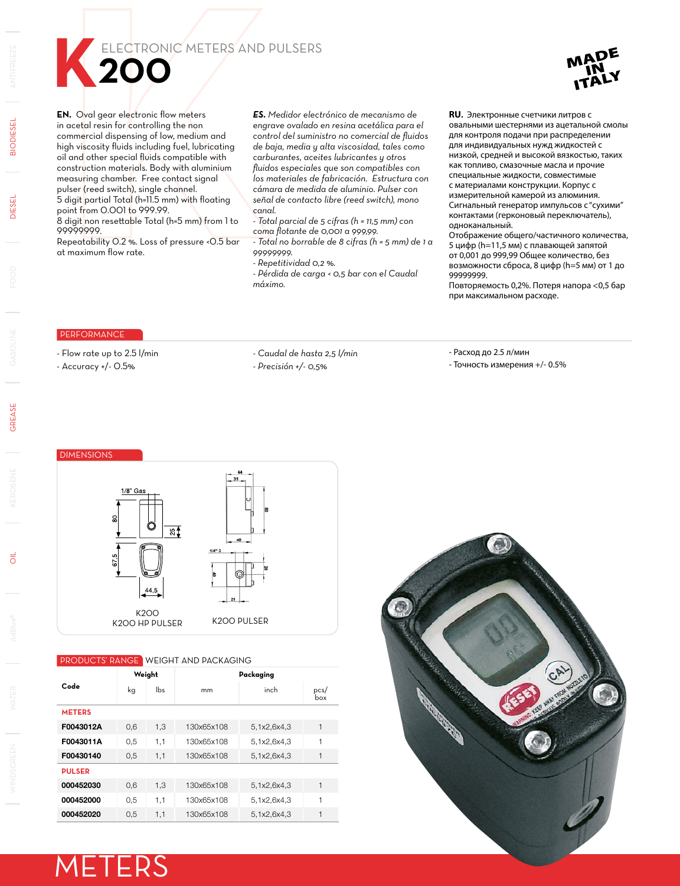# K200 ELECTRONIC METERS AND PULSERS

MADE IN ITALY

**EN.** Oval gear electronic flow meters in acetal resin for controlling the non commercial dispensing of low, medium and high viscosity fluids including fuel, lubricating oil and other special fluids compatible with construction materials. Body with aluminium measuring chamber. Free contact signal pulser (reed switch), single channel.
5 digit partial Total (h=11.5 mm) with floating point from 0.001 to 999.99.
8 digit non resettable Total (h=5 mm) from 1 to 99999999.
Repeatability 0.2 %. Loss of pressure <0.5 bar at maximum flow rate.

***ES.*** *Medidor electrónico de mecanismo de engrave ovalado en resina acetálica para el control del suministro no comercial de fluidos de baja, media y alta viscosidad, tales como carburantes, aceites lubricantes y otros fluidos especiales que son compatibles con los materiales de fabricación. Estructura con cámara de medida de aluminio. Pulser con señal de contacto libre (reed switch), mono canal.*
*- Total parcial de 5 cifras (h = 11,5 mm) con coma flotante de 0,001 a 999,99.*
*- Total no borrable de 8 cifras (h = 5 mm) de 1 a 99999999.*
*- Repetitividad 0,2 %.*
*- Pérdida de carga < 0,5 bar con el Caudal máximo.*

**RU.** Электронные счетчики литров с овальными шестернями из ацетальной смолы для контроля подачи при распределении для низкой, средней и высокой вязкостью, таких как топливо, смазочные масла и прочие специальные жидкости, совместимые с материалами конструкции. Корпус с измерительной камерой из алюминия. Сигнальный генератор импульсов с "сухими" контактами (герконовый переключатель), одноканальный.
Отображение общего/частичного количества, 5 цифр (h=11,5 мм) с плавающей запятой от 0,001 до 999,99 Общее количество, без возможности сброса, 8 цифр (h=5 мм) от 1 до 99999999.
Повторяемость 0,2%. Потеря напора <0,5 бар при максимальном расходе.

## PERFORMANCE

- Flow rate up to 2.5 l/min
- Accuracy +/- 0.5%

*- Caudal de hasta 2,5 l/min*
*- Precisión +/- 0,5%*

- Расход до 2.5 л/мин
- Точность измерения +/- 0.5%

## DIMENSIONS

1/8" Gas; 80; 25; 67,5; 44,5

K200
K200 HP PULSER

64; 31; 69; 40; 1/4" 3; 60; 82; 21

K200 PULSER

## PRODUCTS' RANGE WEIGHT AND PACKAGING

| Code | Weight | | Packaging | | |
|---|---|---|---|---|---|
| | kg | lbs | mm | inch | pcs/box |
| **METERS** | | | | | |
| **F0043012A** | 0,6 | 1,3 | 130x65x108 | 5,1x2,6x4,3 | 1 |
| **F0043011A** | 0,5 | 1,1 | 130x65x108 | 5,1x2,6x4,3 | 1 |
| **F00430140** | 0,5 | 1,1 | 130x65x108 | 5,1x2,6x4,3 | 1 |
| **PULSER** | | | | | |
| **000452030** | 0,6 | 1,3 | 130x65x108 | 5,1x2,6x4,3 | 1 |
| **000452000** | 0,5 | 1,1 | 130x65x108 | 5,1x2,6x4,3 | 1 |
| **000452020** | 0,5 | 1,1 | 130x65x108 | 5,1x2,6x4,3 | 1 |

# METERS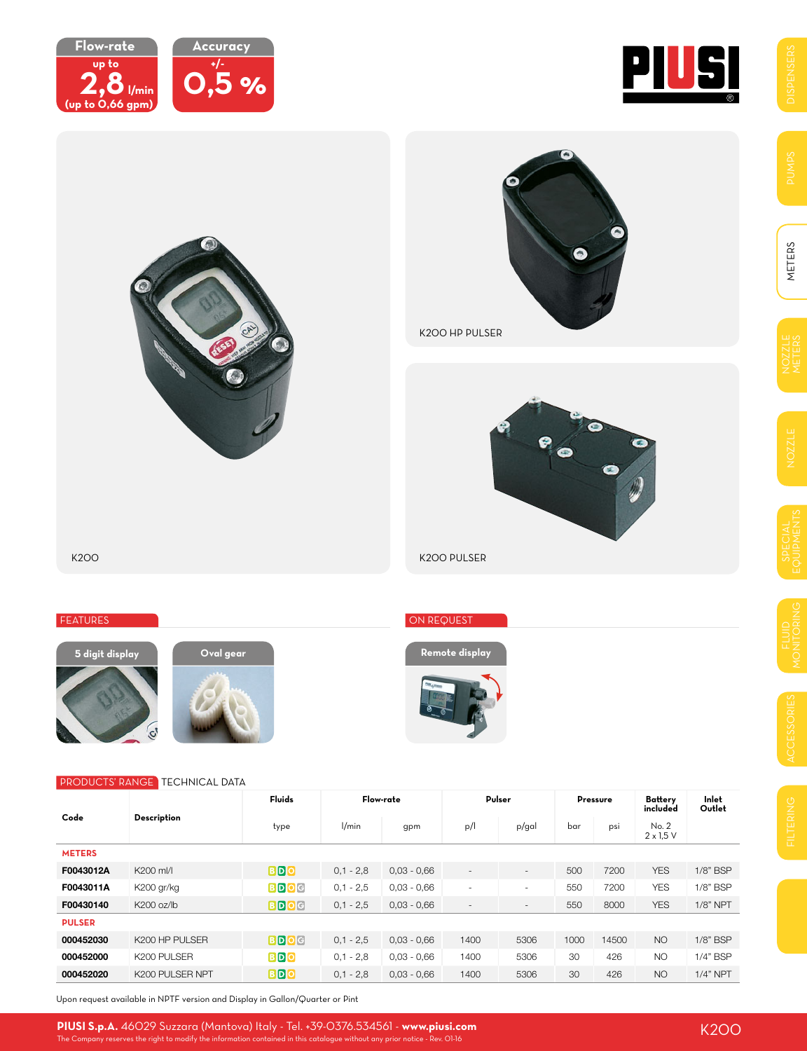**Flow-rate**
up to
**2,8** l/min
(up to 0,66 gpm)

**Accuracy**
+/-
**0,5 %**

K200

K200 HP PULSER

K200 PULSER

## FEATURES

5 digit display

Oval gear

## ON REQUEST

Remote display

## PRODUCTS' RANGE TECHNICAL DATA

| Code | Description | Fluids | Flow-rate | | Pulser | | Pressure | | Battery included | Inlet Outlet |
|---|---|---|---|---|---|---|---|---|---|---|
| | | type | l/min | gpm | p/l | p/gal | bar | psi | No. 2 2 x 1,5 V | |
| **METERS** | | | | | | | | | | |
| **F0043012A** | K200 ml/l | B D O | 0,1 - 2,8 | 0,03 - 0,66 | - | - | 500 | 7200 | YES | 1/8" BSP |
| **F0043011A** | K200 gr/kg | B D O G | 0,1 - 2,5 | 0,03 - 0,66 | - | - | 550 | 7200 | YES | 1/8" BSP |
| **F00430140** | K200 oz/lb | B D O G | 0,1 - 2,5 | 0,03 - 0,66 | - | - | 550 | 8000 | YES | 1/8" NPT |
| **PULSER** | | | | | | | | | | |
| **000452030** | K200 HP PULSER | B D O G | 0,1 - 2,5 | 0,03 - 0,66 | 1400 | 5306 | 1000 | 14500 | NO | 1/8" BSP |
| **000452000** | K200 PULSER | B D O | 0,1 - 2,8 | 0,03 - 0,66 | 1400 | 5306 | 30 | 426 | NO | 1/4" BSP |
| **000452020** | K200 PULSER NPT | B D O | 0,1 - 2,8 | 0,03 - 0,66 | 1400 | 5306 | 30 | 426 | NO | 1/4" NPT |

Upon request available in NPTF version and Display in Gallon/Quarter or Pint